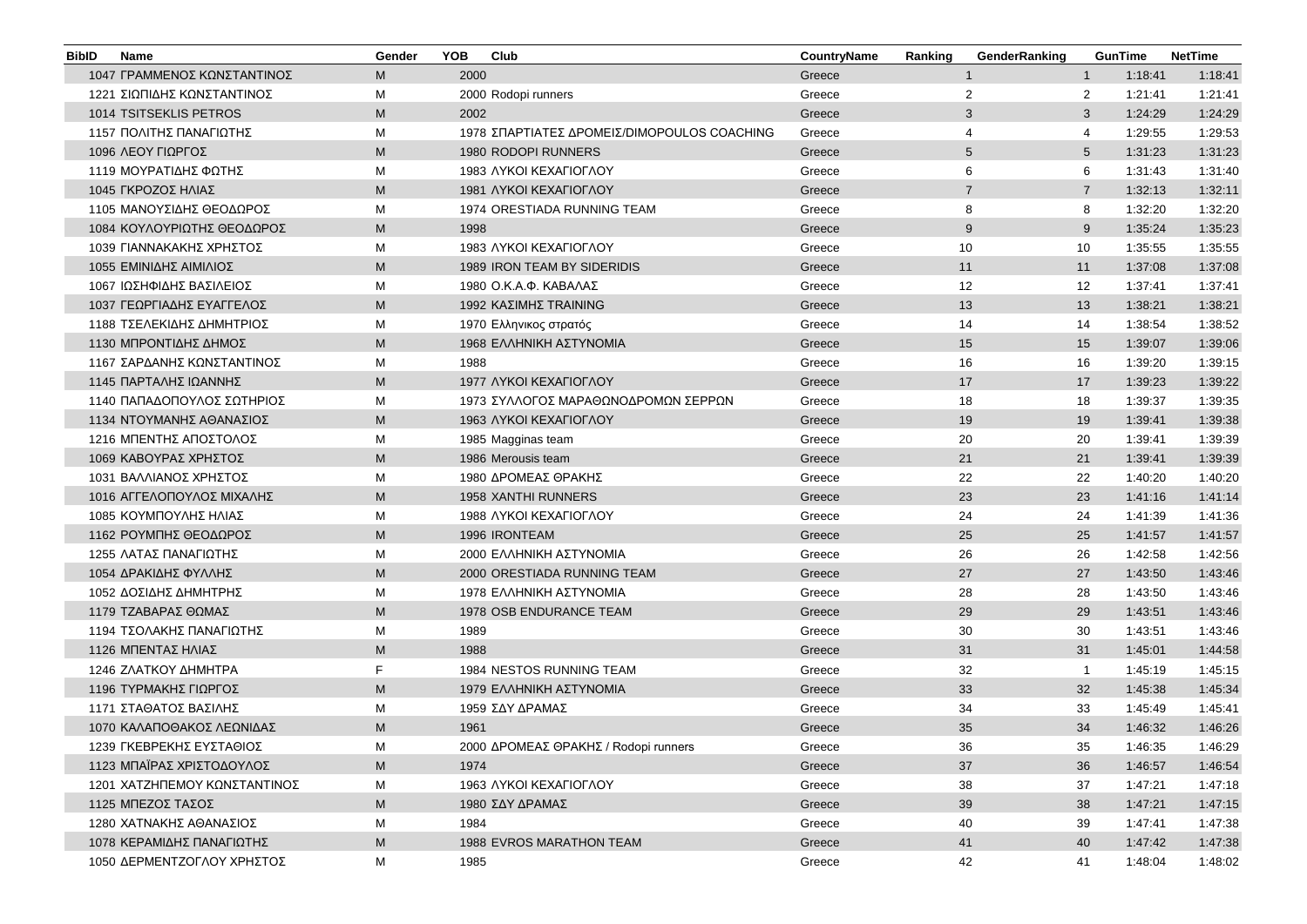| BibID | Name | Gender | YOB | Club | CountryName | Ranking | GenderRanking | GunTime | NetTime |
|---|---|---|---|---|---|---|---|---|---|
| 1047 | ΓΡΑΜΜΕΝΟΣ ΚΩΝΣΤΑΝΤΙΝΟΣ | M | 2000 | | Greece | 1 | 1 | 1:18:41 | 1:18:41 |
| 1221 | ΣΙΩΠΙΔΗΣ ΚΩΝΣΤΑΝΤΙΝΟΣ | M | 2000 | Rodopi runners | Greece | 2 | 2 | 1:21:41 | 1:21:41 |
| 1014 | TSITSEKLIS PETROS | M | 2002 | | Greece | 3 | 3 | 1:24:29 | 1:24:29 |
| 1157 | ΠΟΛΙΤΗΣ ΠΑΝΑΓΙΩΤΗΣ | M | 1978 | ΣΠΑΡΤΙΑΤΕΣ ΔΡΟΜΕΙΣ/DIMOPOULOS COACHING | Greece | 4 | 4 | 1:29:55 | 1:29:53 |
| 1096 | ΛΕΟΥ ΓΙΩΡΓΟΣ | M | 1980 | RODOPI RUNNERS | Greece | 5 | 5 | 1:31:23 | 1:31:23 |
| 1119 | ΜΟΥΡΑΤΙΔΗΣ ΦΩΤΗΣ | M | 1983 | ΛΥΚΟΙ ΚΕΧΑΓΙΟΓΛΟΥ | Greece | 6 | 6 | 1:31:43 | 1:31:40 |
| 1045 | ΓΚΡΟΖΟΣ ΗΛΙΑΣ | M | 1981 | ΛΥΚΟΙ ΚΕΧΑΓΙΟΓΛΟΥ | Greece | 7 | 7 | 1:32:13 | 1:32:11 |
| 1105 | ΜΑΝΟΥΣΙΔΗΣ ΘΕΟΔΩΡΟΣ | M | 1974 | ORESTIADA RUNNING TEAM | Greece | 8 | 8 | 1:32:20 | 1:32:20 |
| 1084 | ΚΟΥΛΟΥΡΙΩΤΗΣ ΘΕΟΔΩΡΟΣ | M | 1998 | | Greece | 9 | 9 | 1:35:24 | 1:35:23 |
| 1039 | ΓΙΑΝΝΑΚΑΚΗΣ ΧΡΗΣΤΟΣ | M | 1983 | ΛΥΚΟΙ ΚΕΧΑΓΙΟΓΛΟΥ | Greece | 10 | 10 | 1:35:55 | 1:35:55 |
| 1055 | ΕΜΙΝΙΔΗΣ ΑΙΜΙΛΙΟΣ | M | 1989 | IRON TEAM BY SIDERIDIS | Greece | 11 | 11 | 1:37:08 | 1:37:08 |
| 1067 | ΙΩΣΗΦΙΔΗΣ ΒΑΣΙΛΕΙΟΣ | M | 1980 | Ο.Κ.Α.Φ. ΚΑΒΑΛΑΣ | Greece | 12 | 12 | 1:37:41 | 1:37:41 |
| 1037 | ΓΕΩΡΓΙΑΔΗΣ ΕΥΑΓΓΕΛΟΣ | M | 1992 | ΚΑΣΙΜΗΣ TRAINING | Greece | 13 | 13 | 1:38:21 | 1:38:21 |
| 1188 | ΤΣΕΛΕΚΙΔΗΣ ΔΗΜΗΤΡΙΟΣ | M | 1970 | Ελληνικος στρατός | Greece | 14 | 14 | 1:38:54 | 1:38:52 |
| 1130 | ΜΠΡΟΝΤΙΔΗΣ ΔΗΜΟΣ | M | 1968 | ΕΛΛΗΝΙΚΗ ΑΣΤΥΝΟΜΙΑ | Greece | 15 | 15 | 1:39:07 | 1:39:06 |
| 1167 | ΣΑΡΔΑΝΗΣ ΚΩΝΣΤΑΝΤΙΝΟΣ | M | 1988 | | Greece | 16 | 16 | 1:39:20 | 1:39:15 |
| 1145 | ΠΑΡΤΑΛΗΣ ΙΩΑΝΝΗΣ | M | 1977 | ΛΥΚΟΙ ΚΕΧΑΓΙΟΓΛΟΥ | Greece | 17 | 17 | 1:39:23 | 1:39:22 |
| 1140 | ΠΑΠΑΔΟΠΟΥΛΟΣ ΣΩΤΗΡΙΟΣ | M | 1973 | ΣΥΛΛΟΓΟΣ ΜΑΡΑΘΩΝΟΔΡΟΜΩΝ ΣΕΡΡΩΝ | Greece | 18 | 18 | 1:39:37 | 1:39:35 |
| 1134 | ΝΤΟΥΜΑΝΗΣ ΑΘΑΝΑΣΙΟΣ | M | 1963 | ΛΥΚΟΙ ΚΕΧΑΓΙΟΓΛΟΥ | Greece | 19 | 19 | 1:39:41 | 1:39:38 |
| 1216 | ΜΠΕΝΤΗΣ ΑΠΟΣΤΟΛΟΣ | M | 1985 | Magginas team | Greece | 20 | 20 | 1:39:41 | 1:39:39 |
| 1069 | ΚΑΒΟΥΡΑΣ ΧΡΗΣΤΟΣ | M | 1986 | Merousis team | Greece | 21 | 21 | 1:39:41 | 1:39:39 |
| 1031 | ΒΑΛΛΙΑΝΟΣ ΧΡΗΣΤΟΣ | M | 1980 | ΔΡΟΜΕΑΣ ΘΡΑΚΗΣ | Greece | 22 | 22 | 1:40:20 | 1:40:20 |
| 1016 | ΑΓΓΕΛΟΠΟΥΛΟΣ ΜΙΧΑΛΗΣ | M | 1958 | XANTHI RUNNERS | Greece | 23 | 23 | 1:41:16 | 1:41:14 |
| 1085 | ΚΟΥΜΠΟΥΛΗΣ ΗΛΙΑΣ | M | 1988 | ΛΥΚΟΙ ΚΕΧΑΓΙΟΓΛΟΥ | Greece | 24 | 24 | 1:41:39 | 1:41:36 |
| 1162 | ΡΟΥΜΠΗΣ ΘΕΟΔΩΡΟΣ | M | 1996 | IRONTEAM | Greece | 25 | 25 | 1:41:57 | 1:41:57 |
| 1255 | ΛΑΤΑΣ ΠΑΝΑΓΙΩΤΗΣ | M | 2000 | ΕΛΛΗΝΙΚΗ ΑΣΤΥΝΟΜΙΑ | Greece | 26 | 26 | 1:42:58 | 1:42:56 |
| 1054 | ΔΡΑΚΙΔΗΣ ΦΥΛΛΗΣ | M | 2000 | ORESTIADA RUNNING TEAM | Greece | 27 | 27 | 1:43:50 | 1:43:46 |
| 1052 | ΔΟΣΙΔΗΣ ΔΗΜΗΤΡΗΣ | M | 1978 | ΕΛΛΗΝΙΚΗ ΑΣΤΥΝΟΜΙΑ | Greece | 28 | 28 | 1:43:50 | 1:43:46 |
| 1179 | ΤΖΑΒΑΡΑΣ ΘΩΜΑΣ | M | 1978 | OSB ENDURANCE TEAM | Greece | 29 | 29 | 1:43:51 | 1:43:46 |
| 1194 | ΤΣΟΛΑΚΗΣ ΠΑΝΑΓΙΩΤΗΣ | M | 1989 | | Greece | 30 | 30 | 1:43:51 | 1:43:46 |
| 1126 | ΜΠΕΝΤΑΣ ΗΛΙΑΣ | M | 1988 | | Greece | 31 | 31 | 1:45:01 | 1:44:58 |
| 1246 | ΖΛΑΤΚΟΥ ΔΗΜΗΤΡΑ | F | 1984 | NESTOS RUNNING TEAM | Greece | 32 | 1 | 1:45:19 | 1:45:15 |
| 1196 | ΤΥΡΜΑΚΗΣ ΓΙΩΡΓΟΣ | M | 1979 | ΕΛΛΗΝΙΚΗ ΑΣΤΥΝΟΜΙΑ | Greece | 33 | 32 | 1:45:38 | 1:45:34 |
| 1171 | ΣΤΑΘΑΤΟΣ ΒΑΣΙΛΗΣ | M | 1959 | ΣΔΥ ΔΡΑΜΑΣ | Greece | 34 | 33 | 1:45:49 | 1:45:41 |
| 1070 | ΚΑΛΑΠΟΘΑΚΟΣ ΛΕΩΝΙΔΑΣ | M | 1961 | | Greece | 35 | 34 | 1:46:32 | 1:46:26 |
| 1239 | ΓΚΕΒΡΕΚΗΣ ΕΥΣΤΑΘΙΟΣ | M | 2000 | ΔΡΟΜΕΑΣ ΘΡΑΚΗΣ / Rodopi runners | Greece | 36 | 35 | 1:46:35 | 1:46:29 |
| 1123 | ΜΠΑΪΡΑΣ ΧΡΙΣΤΟΔΟΥΛΟΣ | M | 1974 | | Greece | 37 | 36 | 1:46:57 | 1:46:54 |
| 1201 | ΧΑΤΖΗΠΕΜΟΥ ΚΩΝΣΤΑΝΤΙΝΟΣ | M | 1963 | ΛΥΚΟΙ ΚΕΧΑΓΙΟΓΛΟΥ | Greece | 38 | 37 | 1:47:21 | 1:47:18 |
| 1125 | ΜΠΕΖΟΣ ΤΑΣΟΣ | M | 1980 | ΣΔΥ ΔΡΑΜΑΣ | Greece | 39 | 38 | 1:47:21 | 1:47:15 |
| 1280 | ΧΑΤΝΑΚΗΣ ΑΘΑΝΑΣΙΟΣ | M | 1984 | | Greece | 40 | 39 | 1:47:41 | 1:47:38 |
| 1078 | ΚΕΡΑΜΙΔΗΣ ΠΑΝΑΓΙΩΤΗΣ | M | 1988 | EVROS MARATHON TEAM | Greece | 41 | 40 | 1:47:42 | 1:47:38 |
| 1050 | ΔΕΡΜΕΝΤΖΟΓΛΟΥ ΧΡΗΣΤΟΣ | M | 1985 | | Greece | 42 | 41 | 1:48:04 | 1:48:02 |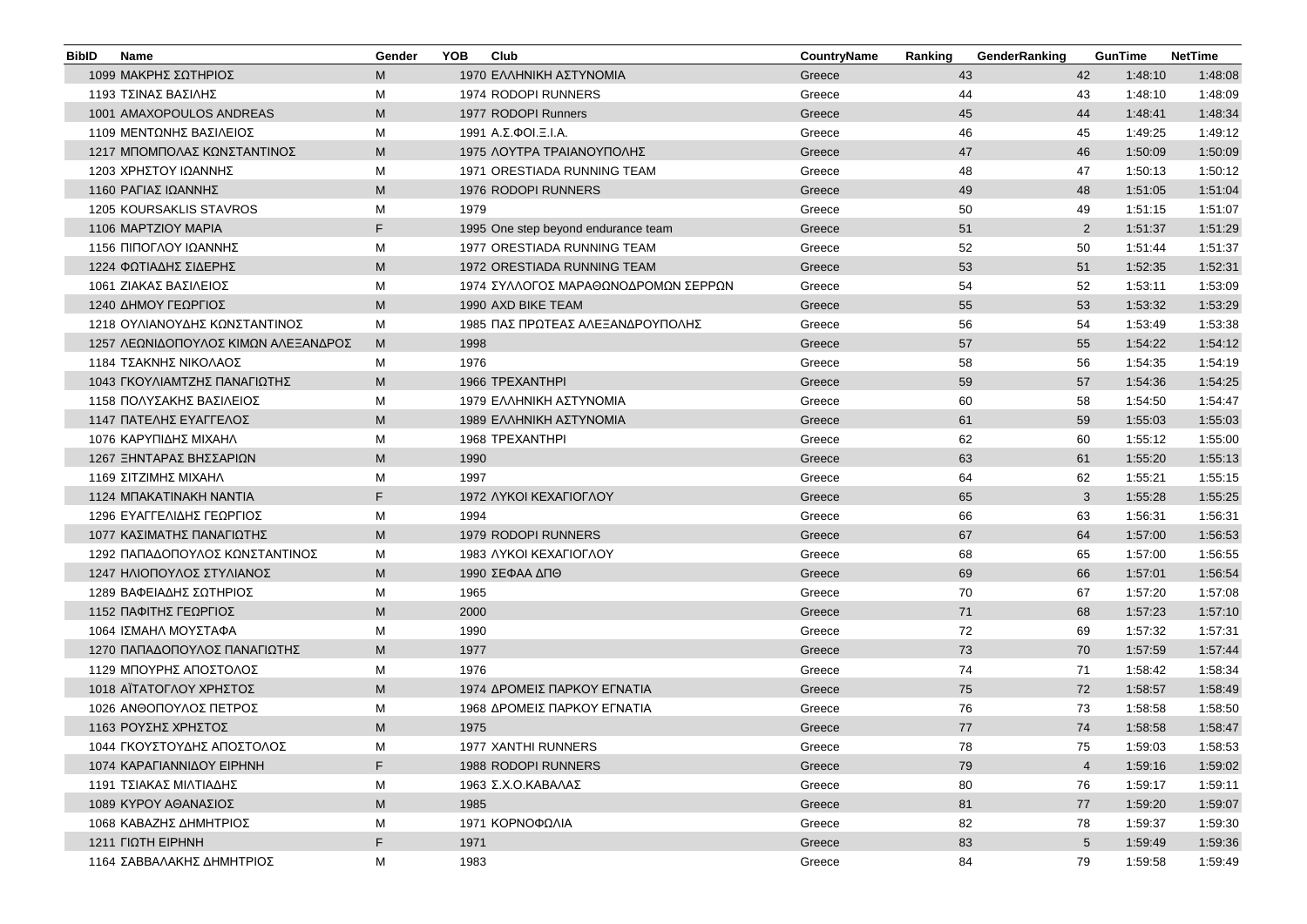| BibID | Name | Gender | YOB | Club | CountryName | Ranking | GenderRanking | GunTime | NetTime |
|---|---|---|---|---|---|---|---|---|---|
| 1099 | ΜΑΚΡΗΣ ΣΩΤΗΡΙΟΣ | M | 1970 | ΕΛΛΗΝΙΚΗ ΑΣΤΥΝΟΜΙΑ | Greece | 43 | 42 | 1:48:10 | 1:48:08 |
| 1193 | ΤΣΙΝΑΣ ΒΑΣΙΛΗΣ | M | 1974 | RODOPI RUNNERS | Greece | 44 | 43 | 1:48:10 | 1:48:09 |
| 1001 | AMAXOPOULOS ANDREAS | M | 1977 | RODOPI Runners | Greece | 45 | 44 | 1:48:41 | 1:48:34 |
| 1109 | ΜΕΝΤΩΝΗΣ ΒΑΣΙΛΕΙΟΣ | M | 1991 | Α.Σ.ΦΟΙ.Ξ.Ι.Α. | Greece | 46 | 45 | 1:49:25 | 1:49:12 |
| 1217 | ΜΠΟΜΠΟΛΑΣ ΚΩΝΣΤΑΝΤΙΝΟΣ | M | 1975 | ΛΟΥΤΡΑ ΤΡΑΙΑΝΟΥΠΟΛΗΣ | Greece | 47 | 46 | 1:50:09 | 1:50:09 |
| 1203 | ΧΡΗΣΤΟΥ ΙΩΑΝΝΗΣ | M | 1971 | ORESTIADA RUNNING TEAM | Greece | 48 | 47 | 1:50:13 | 1:50:12 |
| 1160 | ΡΑΓΙΑΣ ΙΩΑΝΝΗΣ | M | 1976 | RODOPI RUNNERS | Greece | 49 | 48 | 1:51:05 | 1:51:04 |
| 1205 | KOURSAKLIS STAVROS | M | 1979 | | Greece | 50 | 49 | 1:51:15 | 1:51:07 |
| 1106 | ΜΑΡΤΖΙΟΥ ΜΑΡΙΑ | F | 1995 | One step beyond endurance team | Greece | 51 | 2 | 1:51:37 | 1:51:29 |
| 1156 | ΠΙΠΟΓΛΟΥ ΙΩΑΝΝΗΣ | M | 1977 | ORESTIADA RUNNING TEAM | Greece | 52 | 50 | 1:51:44 | 1:51:37 |
| 1224 | ΦΩΤΙΑΔΗΣ ΣΙΔΕΡΗΣ | M | 1972 | ORESTIADA RUNNING TEAM | Greece | 53 | 51 | 1:52:35 | 1:52:31 |
| 1061 | ΖΙΑΚΑΣ ΒΑΣΙΛΕΙΟΣ | M | 1974 | ΣΥΛΛΟΓΟΣ ΜΑΡΑΘΩΝΟΔΡΟΜΩΝ ΣΕΡΡΩΝ | Greece | 54 | 52 | 1:53:11 | 1:53:09 |
| 1240 | ΔΗΜΟΥ ΓΕΩΡΓΙΟΣ | M | 1990 | AXD BIKE TEAM | Greece | 55 | 53 | 1:53:32 | 1:53:29 |
| 1218 | ΟΥΛΙΑΝΟΥΔΗΣ ΚΩΝΣΤΑΝΤΙΝΟΣ | M | 1985 | ΠΑΣ ΠΡΩΤΕΑΣ ΑΛΕΞΑΝΔΡΟΥΠΟΛΗΣ | Greece | 56 | 54 | 1:53:49 | 1:53:38 |
| 1257 | ΛΕΩΝΙΔΟΠΟΥΛΟΣ ΚΙΜΩΝ ΑΛΕΞΑΝΔΡΟΣ | M | 1998 | | Greece | 57 | 55 | 1:54:22 | 1:54:12 |
| 1184 | ΤΣΑΚΝΗΣ ΝΙΚΟΛΑΟΣ | M | 1976 | | Greece | 58 | 56 | 1:54:35 | 1:54:19 |
| 1043 | ΓΚΟΥΛΙΑΜΤΖΗΣ ΠΑΝΑΓΙΩΤΗΣ | M | 1966 | ΤΡΕΧΑΝΤΗΡΙ | Greece | 59 | 57 | 1:54:36 | 1:54:25 |
| 1158 | ΠΟΛΥΣΑΚΗΣ ΒΑΣΙΛΕΙΟΣ | M | 1979 | ΕΛΛΗΝΙΚΗ ΑΣΤΥΝΟΜΙΑ | Greece | 60 | 58 | 1:54:50 | 1:54:47 |
| 1147 | ΠΑΤΕΛΗΣ ΕΥΑΓΓΕΛΟΣ | M | 1989 | ΕΛΛΗΝΙΚΗ ΑΣΤΥΝΟΜΙΑ | Greece | 61 | 59 | 1:55:03 | 1:55:03 |
| 1076 | ΚΑΡΥΠΙΔΗΣ ΜΙΧΑΗΛ | M | 1968 | ΤΡΕΧΑΝΤΗΡΙ | Greece | 62 | 60 | 1:55:12 | 1:55:00 |
| 1267 | ΞΗΝΤΑΡΑΣ ΒΗΣΣΑΡΙΩΝ | M | 1990 | | Greece | 63 | 61 | 1:55:20 | 1:55:13 |
| 1169 | ΣΙΤΖΙΜΗΣ ΜΙΧΑΗΛ | M | 1997 | | Greece | 64 | 62 | 1:55:21 | 1:55:15 |
| 1124 | ΜΠΑΚΑΤΙΝΑΚΗ ΝΑΝΤΙΑ | F | 1972 | ΛΥΚΟΙ ΚΕΧΑΓΙΟΓΛΟΥ | Greece | 65 | 3 | 1:55:28 | 1:55:25 |
| 1296 | ΕΥΑΓΓΕΛΙΔΗΣ ΓΕΩΡΓΙΟΣ | M | 1994 | | Greece | 66 | 63 | 1:56:31 | 1:56:31 |
| 1077 | ΚΑΣΙΜΑΤΗΣ ΠΑΝΑΓΙΩΤΗΣ | M | 1979 | RODOPI RUNNERS | Greece | 67 | 64 | 1:57:00 | 1:56:53 |
| 1292 | ΠΑΠΑΔΟΠΟΥΛΟΣ ΚΩΝΣΤΑΝΤΙΝΟΣ | M | 1983 | ΛΥΚΟΙ ΚΕΧΑΓΙΟΓΛΟΥ | Greece | 68 | 65 | 1:57:00 | 1:56:55 |
| 1247 | ΗΛΙΟΠΟΥΛΟΣ ΣΤΥΛΙΑΝΟΣ | M | 1990 | ΣΕΦΑΑ ΔΠΘ | Greece | 69 | 66 | 1:57:01 | 1:56:54 |
| 1289 | ΒΑΦΕΙΑΔΗΣ ΣΩΤΗΡΙΟΣ | M | 1965 | | Greece | 70 | 67 | 1:57:20 | 1:57:08 |
| 1152 | ΠΑΦΙΤΗΣ ΓΕΩΡΓΙΟΣ | M | 2000 | | Greece | 71 | 68 | 1:57:23 | 1:57:10 |
| 1064 | ΙΣΜΑΗΛ ΜΟΥΣΤΑΦΑ | M | 1990 | | Greece | 72 | 69 | 1:57:32 | 1:57:31 |
| 1270 | ΠΑΠΑΔΟΠΟΥΛΟΣ ΠΑΝΑΓΙΩΤΗΣ | M | 1977 | | Greece | 73 | 70 | 1:57:59 | 1:57:44 |
| 1129 | ΜΠΟΥΡΗΣ ΑΠΟΣΤΟΛΟΣ | M | 1976 | | Greece | 74 | 71 | 1:58:42 | 1:58:34 |
| 1018 | ΑΪΤΑΤΟΓΛΟΥ ΧΡΗΣΤΟΣ | M | 1974 | ΔΡΟΜΕΙΣ ΠΑΡΚΟΥ ΕΓΝΑΤΙΑ | Greece | 75 | 72 | 1:58:57 | 1:58:49 |
| 1026 | ΑΝΘΟΠΟΥΛΟΣ ΠΕΤΡΟΣ | M | 1968 | ΔΡΟΜΕΙΣ ΠΑΡΚΟΥ ΕΓΝΑΤΙΑ | Greece | 76 | 73 | 1:58:58 | 1:58:50 |
| 1163 | ΡΟΥΣΗΣ ΧΡΗΣΤΟΣ | M | 1975 | | Greece | 77 | 74 | 1:58:58 | 1:58:47 |
| 1044 | ΓΚΟΥΣΤΟΥΔΗΣ ΑΠΟΣΤΟΛΟΣ | M | 1977 | XANTHI RUNNERS | Greece | 78 | 75 | 1:59:03 | 1:58:53 |
| 1074 | ΚΑΡΑΓΙΑΝΝΙΔΟΥ ΕΙΡΗΝΗ | F | 1988 | RODOPI RUNNERS | Greece | 79 | 4 | 1:59:16 | 1:59:02 |
| 1191 | ΤΣΙΑΚΑΣ ΜΙΛΤΙΑΔΗΣ | M | 1963 | Σ.Χ.Ο.ΚΑΒΑΛΑΣ | Greece | 80 | 76 | 1:59:17 | 1:59:11 |
| 1089 | ΚΥΡΟΥ ΑΘΑΝΑΣΙΟΣ | M | 1985 | | Greece | 81 | 77 | 1:59:20 | 1:59:07 |
| 1068 | ΚΑΒΑΖΗΣ ΔΗΜΗΤΡΙΟΣ | M | 1971 | ΚΟΡΝΟΦΩΛΙΑ | Greece | 82 | 78 | 1:59:37 | 1:59:30 |
| 1211 | ΓΙΩΤΗ ΕΙΡΗΝΗ | F | 1971 | | Greece | 83 | 5 | 1:59:49 | 1:59:36 |
| 1164 | ΣΑΒΒΑΛΑΚΗΣ ΔΗΜΗΤΡΙΟΣ | M | 1983 | | Greece | 84 | 79 | 1:59:58 | 1:59:49 |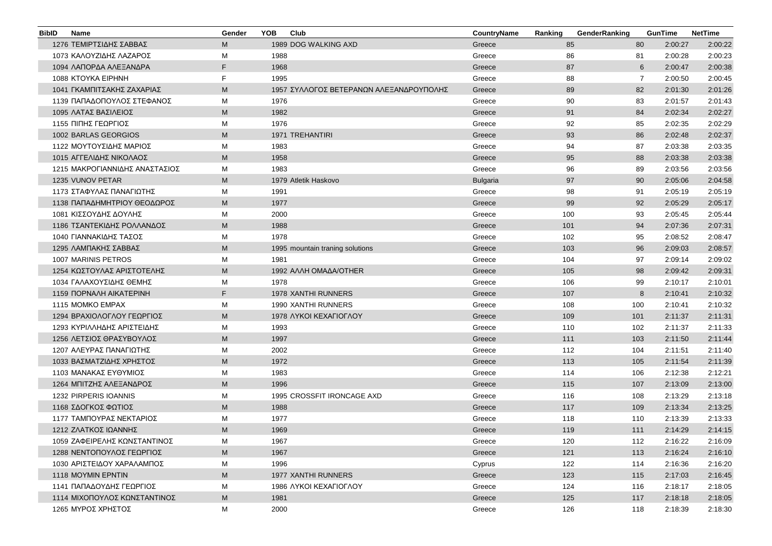| BibID | Name | Gender | YOB | Club | CountryName | Ranking | GenderRanking | GunTime | NetTime |
|---|---|---|---|---|---|---|---|---|---|
| 1276 | ΤΕΜΙΡΤΣΙΔΗΣ ΣΑΒΒΑΣ | M | 1989 | DOG WALKING AXD | Greece | 85 | 80 | 2:00:27 | 2:00:22 |
| 1073 | ΚΑΛΟΥΖΙΔΗΣ ΛΑΖΑΡΟΣ | M | 1988 | | Greece | 86 | 81 | 2:00:28 | 2:00:23 |
| 1094 | ΛΑΠΟΡΔΑ ΑΛΕΞΑΝΔΡΑ | F | 1968 | | Greece | 87 | 6 | 2:00:47 | 2:00:38 |
| 1088 | ΚΤΟΥΚΑ ΕΙΡΗΝΗ | F | 1995 | | Greece | 88 | 7 | 2:00:50 | 2:00:45 |
| 1041 | ΓΚΑΜΠΙΤΣΑΚΗΣ ΖΑΧΑΡΙΑΣ | M | 1957 | ΣΥΛΛΟΓΟΣ ΒΕΤΕΡΑΝΩΝ ΑΛΕΞΑΝΔΡΟΥΠΟΛΗΣ | Greece | 89 | 82 | 2:01:30 | 2:01:26 |
| 1139 | ΠΑΠΑΔΟΠΟΥΛΟΣ ΣΤΕΦΑΝΟΣ | M | 1976 | | Greece | 90 | 83 | 2:01:57 | 2:01:43 |
| 1095 | ΛΑΤΑΣ ΒΑΣΙΛΕΙΟΣ | M | 1982 | | Greece | 91 | 84 | 2:02:34 | 2:02:27 |
| 1155 | ΠΙΠΗΣ ΓΕΩΡΓΙΟΣ | M | 1976 | | Greece | 92 | 85 | 2:02:35 | 2:02:29 |
| 1002 | BARLAS GEORGIOS | M | 1971 | TREHANTIRI | Greece | 93 | 86 | 2:02:48 | 2:02:37 |
| 1122 | ΜΟΥΤΟΥΣΙΔΗΣ ΜΑΡΙΟΣ | M | 1983 | | Greece | 94 | 87 | 2:03:38 | 2:03:35 |
| 1015 | ΑΓΓΕΛΙΔΗΣ ΝΙΚΟΛΑΟΣ | M | 1958 | | Greece | 95 | 88 | 2:03:38 | 2:03:38 |
| 1215 | ΜΑΚΡΟΓΙΑΝΝΙΔΗΣ ΑΝΑΣΤΑΣΙΟΣ | M | 1983 | | Greece | 96 | 89 | 2:03:56 | 2:03:56 |
| 1235 | VUNOV PETAR | M | 1979 | Atletik Haskovo | Bulgaria | 97 | 90 | 2:05:06 | 2:04:58 |
| 1173 | ΣΤΑΦΥΛΑΣ ΠΑΝΑΓΙΩΤΗΣ | M | 1991 | | Greece | 98 | 91 | 2:05:19 | 2:05:19 |
| 1138 | ΠΑΠΑΔΗΜΗΤΡΙΟΥ ΘΕΟΔΩΡΟΣ | M | 1977 | | Greece | 99 | 92 | 2:05:29 | 2:05:17 |
| 1081 | ΚΙΣΣΟΥΔΗΣ ΔΟΥΛΗΣ | M | 2000 | | Greece | 100 | 93 | 2:05:45 | 2:05:44 |
| 1186 | ΤΣΑΝΤΕΚΙΔΗΣ ΡΟΛΛΑΝΔΟΣ | M | 1988 | | Greece | 101 | 94 | 2:07:36 | 2:07:31 |
| 1040 | ΓΙΑΝΝΑΚΙΔΗΣ ΤΑΣΟΣ | M | 1978 | | Greece | 102 | 95 | 2:08:52 | 2:08:47 |
| 1295 | ΛΑΜΠΑΚΗΣ ΣΑΒΒΑΣ | M | 1995 | mountain traning solutions | Greece | 103 | 96 | 2:09:03 | 2:08:57 |
| 1007 | MARINIS PETROS | M | 1981 | | Greece | 104 | 97 | 2:09:14 | 2:09:02 |
| 1254 | ΚΩΣΤΟΥΛΑΣ ΑΡΙΣΤΟΤΕΛΗΣ | M | 1992 | ΑΛΛΗ ΟΜΑΔΑ/OTHER | Greece | 105 | 98 | 2:09:42 | 2:09:31 |
| 1034 | ΓΑΛΑΧΟΥΣΙΔΗΣ ΘΕΜΗΣ | M | 1978 | | Greece | 106 | 99 | 2:10:17 | 2:10:01 |
| 1159 | ΠΟΡΝΑΛΗ ΑΙΚΑΤΕΡΙΝΗ | F | 1978 | XANTHI RUNNERS | Greece | 107 | 8 | 2:10:41 | 2:10:32 |
| 1115 | ΜΟΜΚΟ ΕΜΡΑΧ | M | 1990 | XANTHI RUNNERS | Greece | 108 | 100 | 2:10:41 | 2:10:32 |
| 1294 | ΒΡΑΧΙΟΛΟΓΛΟΥ ΓΕΩΡΓΙΟΣ | M | 1978 | ΛΥΚΟΙ ΚΕΧΑΓΙΟΓΛΟΥ | Greece | 109 | 101 | 2:11:37 | 2:11:31 |
| 1293 | ΚΥΡΙΛΛΗΔΗΣ ΑΡΙΣΤΕΙΔΗΣ | M | 1993 | | Greece | 110 | 102 | 2:11:37 | 2:11:33 |
| 1256 | ΛΕΤΣΙΟΣ ΘΡΑΣΥΒΟΥΛΟΣ | M | 1997 | | Greece | 111 | 103 | 2:11:50 | 2:11:44 |
| 1207 | ΑΛΕΥΡΑΣ ΠΑΝΑΓΙΩΤΗΣ | M | 2002 | | Greece | 112 | 104 | 2:11:51 | 2:11:40 |
| 1033 | ΒΑΣΜΑΤΖΙΔΗΣ ΧΡΗΣΤΟΣ | M | 1972 | | Greece | 113 | 105 | 2:11:54 | 2:11:39 |
| 1103 | ΜΑΝΑΚΑΣ ΕΥΘΥΜΙΟΣ | M | 1983 | | Greece | 114 | 106 | 2:12:38 | 2:12:21 |
| 1264 | ΜΠΙΤΖΗΣ ΑΛΕΞΑΝΔΡΟΣ | M | 1996 | | Greece | 115 | 107 | 2:13:09 | 2:13:00 |
| 1232 | PIRPERIS IOANNIS | M | 1995 | CROSSFIT IRONCAGE AXD | Greece | 116 | 108 | 2:13:29 | 2:13:18 |
| 1168 | ΣΔΟΓΚΟΣ ΦΩΤΙΟΣ | M | 1988 | | Greece | 117 | 109 | 2:13:34 | 2:13:25 |
| 1177 | ΤΑΜΠΟΥΡΑΣ ΝΕΚΤΑΡΙΟΣ | M | 1977 | | Greece | 118 | 110 | 2:13:39 | 2:13:33 |
| 1212 | ΖΛΑΤΚΟΣ ΙΩΑΝΝΗΣ | M | 1969 | | Greece | 119 | 111 | 2:14:29 | 2:14:15 |
| 1059 | ΖΑΦΕΙΡΕΛΗΣ ΚΩΝΣΤΑΝΤΙΝΟΣ | M | 1967 | | Greece | 120 | 112 | 2:16:22 | 2:16:09 |
| 1288 | ΝΕΝΤΟΠΟΥΛΟΣ ΓΕΩΡΓΙΟΣ | M | 1967 | | Greece | 121 | 113 | 2:16:24 | 2:16:10 |
| 1030 | ΑΡΙΣΤΕΙΔΟΥ ΧΑΡΑΛΑΜΠΟΣ | M | 1996 | | Cyprus | 122 | 114 | 2:16:36 | 2:16:20 |
| 1118 | ΜΟΥΜΙΝ ΕΡΝΤΙΝ | M | 1977 | XANTHI RUNNERS | Greece | 123 | 115 | 2:17:03 | 2:16:45 |
| 1141 | ΠΑΠΑΔΟΥΔΗΣ ΓΕΩΡΓΙΟΣ | M | 1986 | ΛΥΚΟΙ ΚΕΧΑΓΙΟΓΛΟΥ | Greece | 124 | 116 | 2:18:17 | 2:18:05 |
| 1114 | ΜΙΧΟΠΟΥΛΟΣ ΚΩΝΣΤΑΝΤΙΝΟΣ | M | 1981 | | Greece | 125 | 117 | 2:18:18 | 2:18:05 |
| 1265 | ΜΥΡΟΣ ΧΡΗΣΤΟΣ | M | 2000 | | Greece | 126 | 118 | 2:18:39 | 2:18:30 |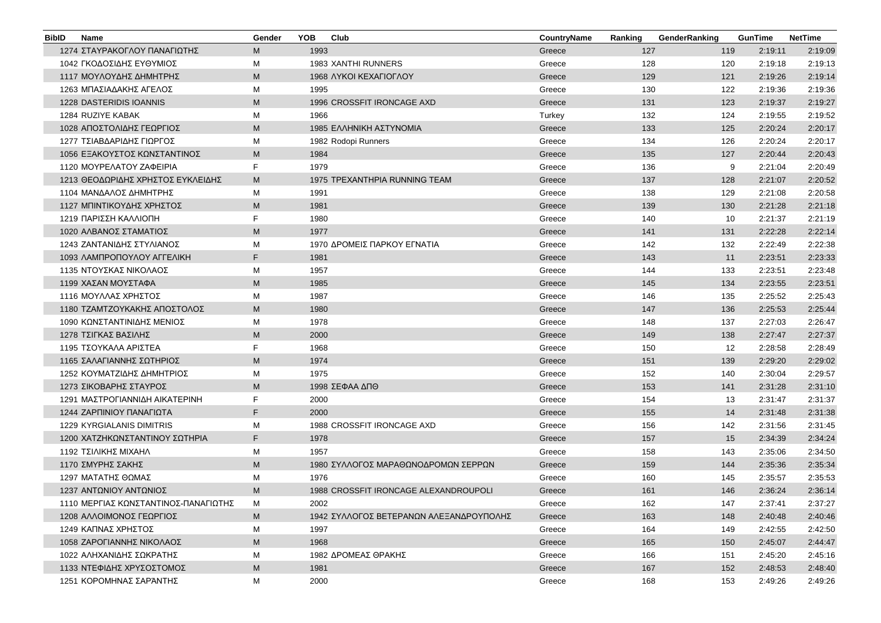| BibID | Name | Gender | YOB | Club | CountryName | Ranking | GenderRanking | GunTime | NetTime |
|---|---|---|---|---|---|---|---|---|---|
| 1274 | ΣΤΑΥΡΑΚΟΓΛΟΥ ΠΑΝΑΓΙΩΤΗΣ | M | 1993 | | Greece | 127 | 119 | 2:19:11 | 2:19:09 |
| 1042 | ΓΚΟΔΟΣΙΔΗΣ ΕΥΘΥΜΙΟΣ | M | 1983 | XANTHI RUNNERS | Greece | 128 | 120 | 2:19:18 | 2:19:13 |
| 1117 | ΜΟΥΛΟΥΔΗΣ ΔΗΜΗΤΡΗΣ | M | 1968 | ΛΥΚΟΙ ΚΕΧΑΓΙΟΓΛΟΥ | Greece | 129 | 121 | 2:19:26 | 2:19:14 |
| 1263 | ΜΠΑΣΙΑΔΑΚΗΣ ΑΓΕΛΟΣ | M | 1995 | | Greece | 130 | 122 | 2:19:36 | 2:19:36 |
| 1228 | DASTERIDIS IOANNIS | M | 1996 | CROSSFIT IRONCAGE AXD | Greece | 131 | 123 | 2:19:37 | 2:19:27 |
| 1284 | RUZIYE KABAK | M | 1966 | | Turkey | 132 | 124 | 2:19:55 | 2:19:52 |
| 1028 | ΑΠΟΣΤΟΛΙΔΗΣ ΓΕΩΡΓΙΟΣ | M | 1985 | ΕΛΛΗΝΙΚΗ ΑΣΤΥΝΟΜΙΑ | Greece | 133 | 125 | 2:20:24 | 2:20:17 |
| 1277 | ΤΣΙΑΒΔΑΡΙΔΗΣ ΓΙΩΡΓΟΣ | M | 1982 | Rodopi Runners | Greece | 134 | 126 | 2:20:24 | 2:20:17 |
| 1056 | ΕΞΑΚΟΥΣΤΟΣ ΚΩΝΣΤΑΝΤΙΝΟΣ | M | 1984 | | Greece | 135 | 127 | 2:20:44 | 2:20:43 |
| 1120 | ΜΟΥΡΕΛΑΤΟΥ ΖΑΦΕΙΡΙΑ | F | 1979 | | Greece | 136 | 9 | 2:21:04 | 2:20:49 |
| 1213 | ΘΕΟΔΩΡΙΔΗΣ ΧΡΗΣΤΟΣ ΕΥΚΛΕΙΔΗΣ | M | 1975 | ΤΡΕΧΑΝΘΗΡΙΑ RUNNING TEAM | Greece | 137 | 128 | 2:21:07 | 2:20:52 |
| 1104 | ΜΑΝΔΑΛΟΣ ΔΗΜΗΤΡΗΣ | M | 1991 | | Greece | 138 | 129 | 2:21:08 | 2:20:58 |
| 1127 | ΜΠΙΝΤΙΚΟΥΔΗΣ ΧΡΗΣΤΟΣ | M | 1981 | | Greece | 139 | 130 | 2:21:28 | 2:21:18 |
| 1219 | ΠΑΡΙΣΣΗ ΚΑΛΛΙΟΠΗ | F | 1980 | | Greece | 140 | 10 | 2:21:37 | 2:21:19 |
| 1020 | ΑΛΒΑΝΟΣ ΣΤΑΜΑΤΙΟΣ | M | 1977 | | Greece | 141 | 131 | 2:22:28 | 2:22:14 |
| 1243 | ΖΑΝΤΑΝΙΔΗΣ ΣΤΥΛΙΑΝΟΣ | M | 1970 | ΔΡΟΜΕΙΣ ΠΑΡΚΟΥ ΕΓΝΑΤΙΑ | Greece | 142 | 132 | 2:22:49 | 2:22:38 |
| 1093 | ΛΑΜΠΡΟΠΟΥΛΟΥ ΑΓΓΕΛΙΚΗ | F | 1981 | | Greece | 143 | 11 | 2:23:51 | 2:23:33 |
| 1135 | ΝΤΟΥΣΚΑΣ ΝΙΚΟΛΑΟΣ | M | 1957 | | Greece | 144 | 133 | 2:23:51 | 2:23:48 |
| 1199 | ΧΑΣΑΝ ΜΟΥΣΤΑΦΑ | M | 1985 | | Greece | 145 | 134 | 2:23:55 | 2:23:51 |
| 1116 | ΜΟΥΛΛΑΣ ΧΡΗΣΤΟΣ | M | 1987 | | Greece | 146 | 135 | 2:25:52 | 2:25:43 |
| 1180 | ΤΖΑΜΤΖΟΥΚΑΚΗΣ ΑΠΟΣΤΟΛΟΣ | M | 1980 | | Greece | 147 | 136 | 2:25:53 | 2:25:44 |
| 1090 | ΚΩΝΣΤΑΝΤΙΝΙΔΗΣ ΜΕΝΙΟΣ | M | 1978 | | Greece | 148 | 137 | 2:27:03 | 2:26:47 |
| 1278 | ΤΣΙΓΚΑΣ ΒΑΣΙΛΗΣ | M | 2000 | | Greece | 149 | 138 | 2:27:47 | 2:27:37 |
| 1195 | ΤΣΟΥΚΑΛΑ ΑΡΙΣΤΕΑ | F | 1968 | | Greece | 150 | 12 | 2:28:58 | 2:28:49 |
| 1165 | ΣΑΛΑΓΙΑΝΝΗΣ ΣΩΤΗΡΙΟΣ | M | 1974 | | Greece | 151 | 139 | 2:29:20 | 2:29:02 |
| 1252 | ΚΟΥΜΑΤΖΙΔΗΣ ΔΗΜΗΤΡΙΟΣ | M | 1975 | | Greece | 152 | 140 | 2:30:04 | 2:29:57 |
| 1273 | ΣΙΚΟΒΑΡΗΣ ΣΤΑΥΡΟΣ | M | 1998 | ΣΕΦΑΑ ΔΠΘ | Greece | 153 | 141 | 2:31:28 | 2:31:10 |
| 1291 | ΜΑΣΤΡΟΓΙΑΝΝΙΔΗ ΑΙΚΑΤΕΡΙΝΗ | F | 2000 | | Greece | 154 | 13 | 2:31:47 | 2:31:37 |
| 1244 | ΖΑΡΠΙΝΙΟΥ ΠΑΝΑΓΙΩΤΑ | F | 2000 | | Greece | 155 | 14 | 2:31:48 | 2:31:38 |
| 1229 | KYRGIALANIS DIMITRIS | M | 1988 | CROSSFIT IRONCAGE AXD | Greece | 156 | 142 | 2:31:56 | 2:31:45 |
| 1200 | ΧΑΤΖΗΚΩΝΣΤΑΝΤΙΝΟΥ ΣΩΤΗΡΙΑ | F | 1978 | | Greece | 157 | 15 | 2:34:39 | 2:34:24 |
| 1192 | ΤΣΙΛΙΚΗΣ ΜΙΧΑΗΛ | M | 1957 | | Greece | 158 | 143 | 2:35:06 | 2:34:50 |
| 1170 | ΣΜΥΡΗΣ ΣΑΚΗΣ | M | 1980 | ΣΥΛΛΟΓΟΣ ΜΑΡΑΘΩΝΟΔΡΟΜΩΝ ΣΕΡΡΩΝ | Greece | 159 | 144 | 2:35:36 | 2:35:34 |
| 1297 | ΜΑΤΑΤΗΣ ΘΩΜΑΣ | M | 1976 | | Greece | 160 | 145 | 2:35:57 | 2:35:53 |
| 1237 | ΑΝΤΩΝΙΟΥ ΑΝΤΩΝΙΟΣ | M | 1988 | CROSSFIT IRONCAGE ALEXANDROUPOLI | Greece | 161 | 146 | 2:36:24 | 2:36:14 |
| 1110 | ΜΕΡΓΙΑΣ ΚΩΝΣΤΑΝΤΙΝΟΣ-ΠΑΝΑΓΙΩΤΗΣ | M | 2002 | | Greece | 162 | 147 | 2:37:41 | 2:37:27 |
| 1208 | ΑΛΛΟΙΜΟΝΟΣ ΓΕΩΡΓΙΟΣ | M | 1942 | ΣΥΛΛΟΓΟΣ ΒΕΤΕΡΑΝΩΝ ΑΛΕΞΑΝΔΡΟΥΠΟΛΗΣ | Greece | 163 | 148 | 2:40:48 | 2:40:46 |
| 1249 | ΚΑΠΝΑΣ ΧΡΗΣΤΟΣ | M | 1997 | | Greece | 164 | 149 | 2:42:55 | 2:42:50 |
| 1058 | ΖΑΡΟΓΙΑΝΝΗΣ ΝΙΚΟΛΑΟΣ | M | 1968 | | Greece | 165 | 150 | 2:45:07 | 2:44:47 |
| 1022 | ΑΛΗΧΑΝΙΔΗΣ ΣΩΚΡΑΤΗΣ | M | 1982 | ΔΡΟΜΕΑΣ ΘΡΑΚΗΣ | Greece | 166 | 151 | 2:45:20 | 2:45:16 |
| 1133 | ΝΤΕΦΙΔΗΣ ΧΡΥΣΟΣΤΟΜΟΣ | M | 1981 | | Greece | 167 | 152 | 2:48:53 | 2:48:40 |
| 1251 | ΚΟΡΟΜΗΝΑΣ ΣΑΡΆΝΤΗΣ | M | 2000 | | Greece | 168 | 153 | 2:49:26 | 2:49:26 |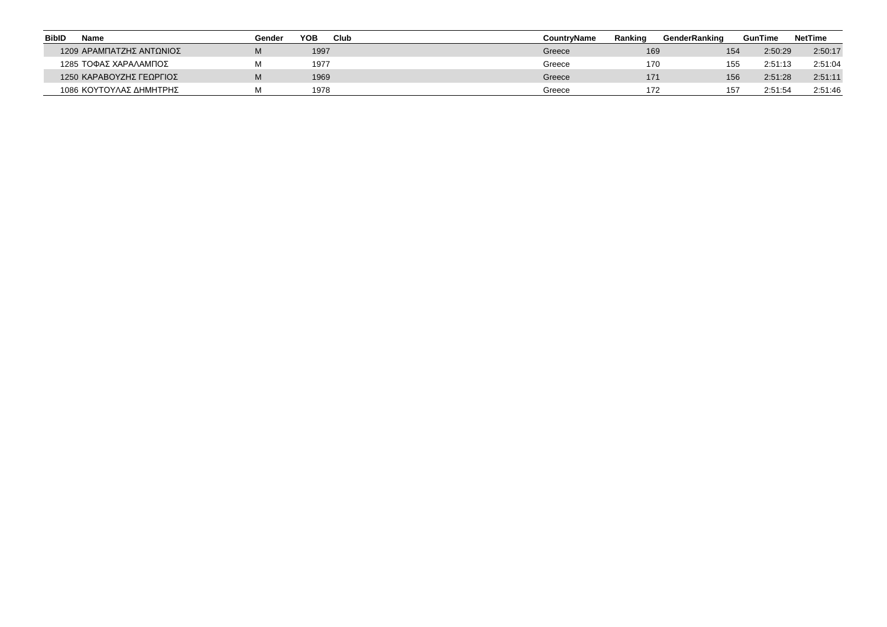| BibID | Name | Gender | YOB | Club | CountryName | Ranking | GenderRanking | GunTime | NetTime |
|---|---|---|---|---|---|---|---|---|---|
| 1209 | ΑΡΑΜΠΑΤΖΗΣ ΑΝΤΩΝΙΟΣ | M | 1997 | | Greece | 169 | 154 | 2:50:29 | 2:50:17 |
| 1285 | ΤΟΦΑΣ ΧΑΡΑΛΑΜΠΟΣ | M | 1977 | | Greece | 170 | 155 | 2:51:13 | 2:51:04 |
| 1250 | ΚΑΡΑΒΟΥΖΗΣ ΓΕΩΡΓΙΟΣ | M | 1969 | | Greece | 171 | 156 | 2:51:28 | 2:51:11 |
| 1086 | ΚΟΥΤΟΥΛΑΣ ΔΗΜΗΤΡΗΣ | M | 1978 | | Greece | 172 | 157 | 2:51:54 | 2:51:46 |